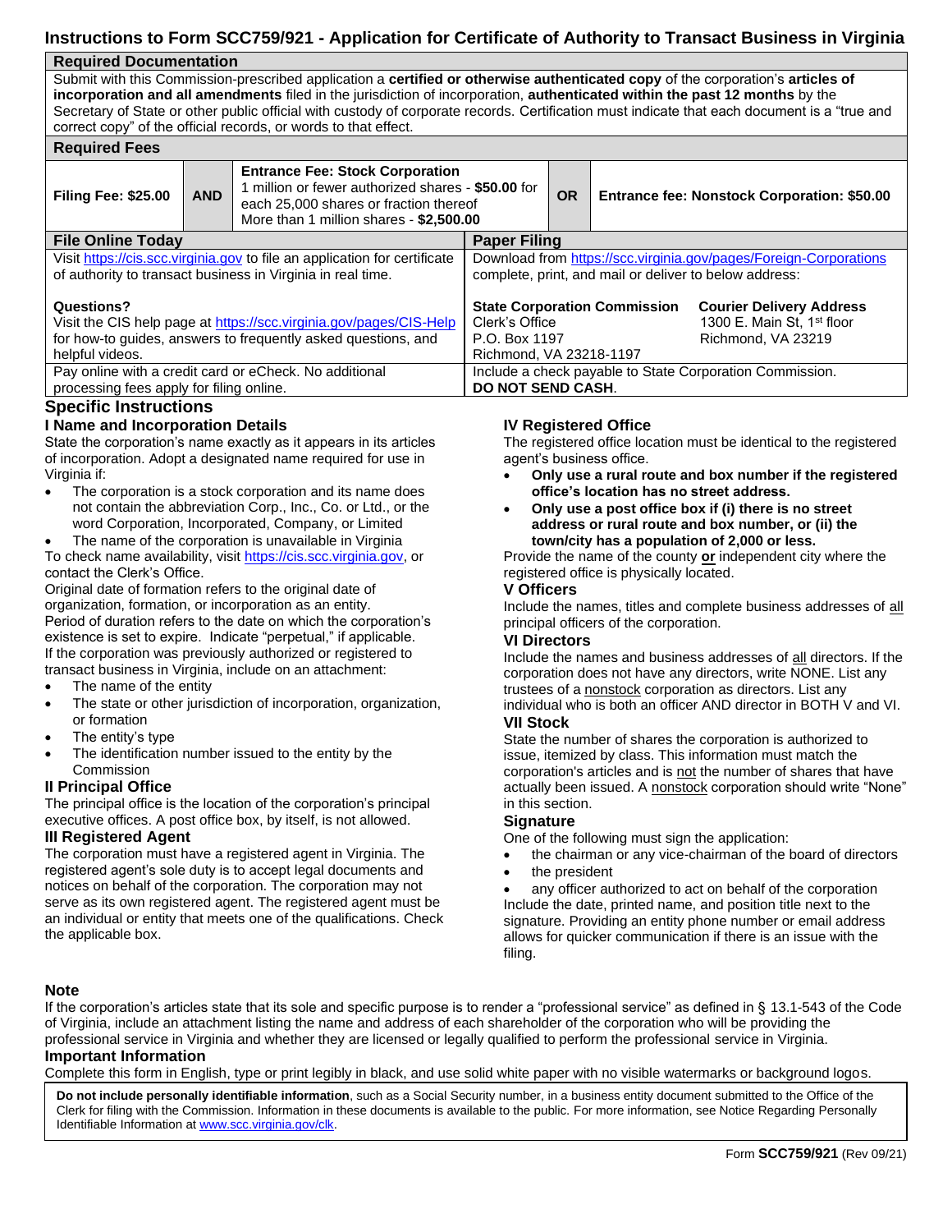# Instructions to Form SCC759/921 - Application for Certificate of Authority to Transact Business in Virginia

## Required Documentation

Submit with this Commission-prescribed application a **certified or otherwise authenticated copy** of the corporation's **articles of incorporation and all amendments** filed in the jurisdiction of incorporation, **authenticated within the past 12 months** by the Secretary of State or other public official with custody of corporate records. Certification must indicate that each document is a "true and correct copy" of the official records, or words to that effect.

## Required Fees

| Filing Fee: $25.00 | AND | Entrance Fee: Stock Corporation<br>1 million or fewer authorized shares - **$50.00** for each 25,000 shares or fraction thereof<br>More than 1 million shares - **$2,500.00** | OR | Entrance fee: Nonstock Corporation: $50.00 |
|---|---|---|---|---|

| File Online Today | Paper Filing |
|---|---|
| Visit https://cis.scc.virginia.gov to file an application for certificate of authority to transact business in Virginia in real time.<br><br>**Questions?**<br>Visit the CIS help page at https://scc.virginia.gov/pages/CIS-Help for how-to guides, answers to frequently asked questions, and helpful videos. | Download from https://scc.virginia.gov/pages/Foreign-Corporations complete, print, and mail or deliver to below address:<br><br>**State Corporation Commission**<br>Clerk's Office<br>P.O. Box 1197<br>Richmond, VA 23218-1197<br><br>**Courier Delivery Address**<br>1300 E. Main St, 1st floor<br>Richmond, VA 23219 |
| Pay online with a credit card or eCheck. No additional processing fees apply for filing online. | Include a check payable to State Corporation Commission. **DO NOT SEND CASH**. |

## Specific Instructions

### I Name and Incorporation Details

State the corporation's name exactly as it appears in its articles of incorporation. Adopt a designated name required for use in Virginia if:

- The corporation is a stock corporation and its name does not contain the abbreviation Corp., Inc., Co. or Ltd., or the word Corporation, Incorporated, Company, or Limited
- The name of the corporation is unavailable in Virginia

To check name availability, visit https://cis.scc.virginia.gov, or contact the Clerk's Office.

Original date of formation refers to the original date of organization, formation, or incorporation as an entity.

Period of duration refers to the date on which the corporation's existence is set to expire. Indicate "perpetual," if applicable.

If the corporation was previously authorized or registered to transact business in Virginia, include on an attachment:

- The name of the entity
- The state or other jurisdiction of incorporation, organization, or formation
- The entity's type
- The identification number issued to the entity by the Commission

### II Principal Office

The principal office is the location of the corporation's principal executive offices. A post office box, by itself, is not allowed.

### III Registered Agent

The corporation must have a registered agent in Virginia. The registered agent's sole duty is to accept legal documents and notices on behalf of the corporation. The corporation may not serve as its own registered agent. The registered agent must be an individual or entity that meets one of the qualifications. Check the applicable box.

### IV Registered Office

The registered office location must be identical to the registered agent's business office.

- **Only use a rural route and box number if the registered office's location has no street address.**
- **Only use a post office box if (i) there is no street address or rural route and box number, or (ii) the town/city has a population of 2,000 or less.**

Provide the name of the county **or** independent city where the registered office is physically located.

### V Officers

Include the names, titles and complete business addresses of all principal officers of the corporation.

### VI Directors

Include the names and business addresses of all directors. If the corporation does not have any directors, write NONE. List any trustees of a nonstock corporation as directors. List any individual who is both an officer AND director in BOTH V and VI.

### VII Stock

State the number of shares the corporation is authorized to issue, itemized by class. This information must match the corporation's articles and is not the number of shares that have actually been issued. A nonstock corporation should write "None" in this section.

### Signature

One of the following must sign the application:

- the chairman or any vice-chairman of the board of directors
- the president
- any officer authorized to act on behalf of the corporation

Include the date, printed name, and position title next to the signature. Providing an entity phone number or email address allows for quicker communication if there is an issue with the filing.

### Note

If the corporation's articles state that its sole and specific purpose is to render a "professional service" as defined in § 13.1-543 of the Code of Virginia, include an attachment listing the name and address of each shareholder of the corporation who will be providing the professional service in Virginia and whether they are licensed or legally qualified to perform the professional service in Virginia.

### Important Information

Complete this form in English, type or print legibly in black, and use solid white paper with no visible watermarks or background logos.

**Do not include personally identifiable information**, such as a Social Security number, in a business entity document submitted to the Office of the Clerk for filing with the Commission. Information in these documents is available to the public. For more information, see Notice Regarding Personally Identifiable Information at www.scc.virginia.gov/clk.

Form **SCC759/921** (Rev 09/21)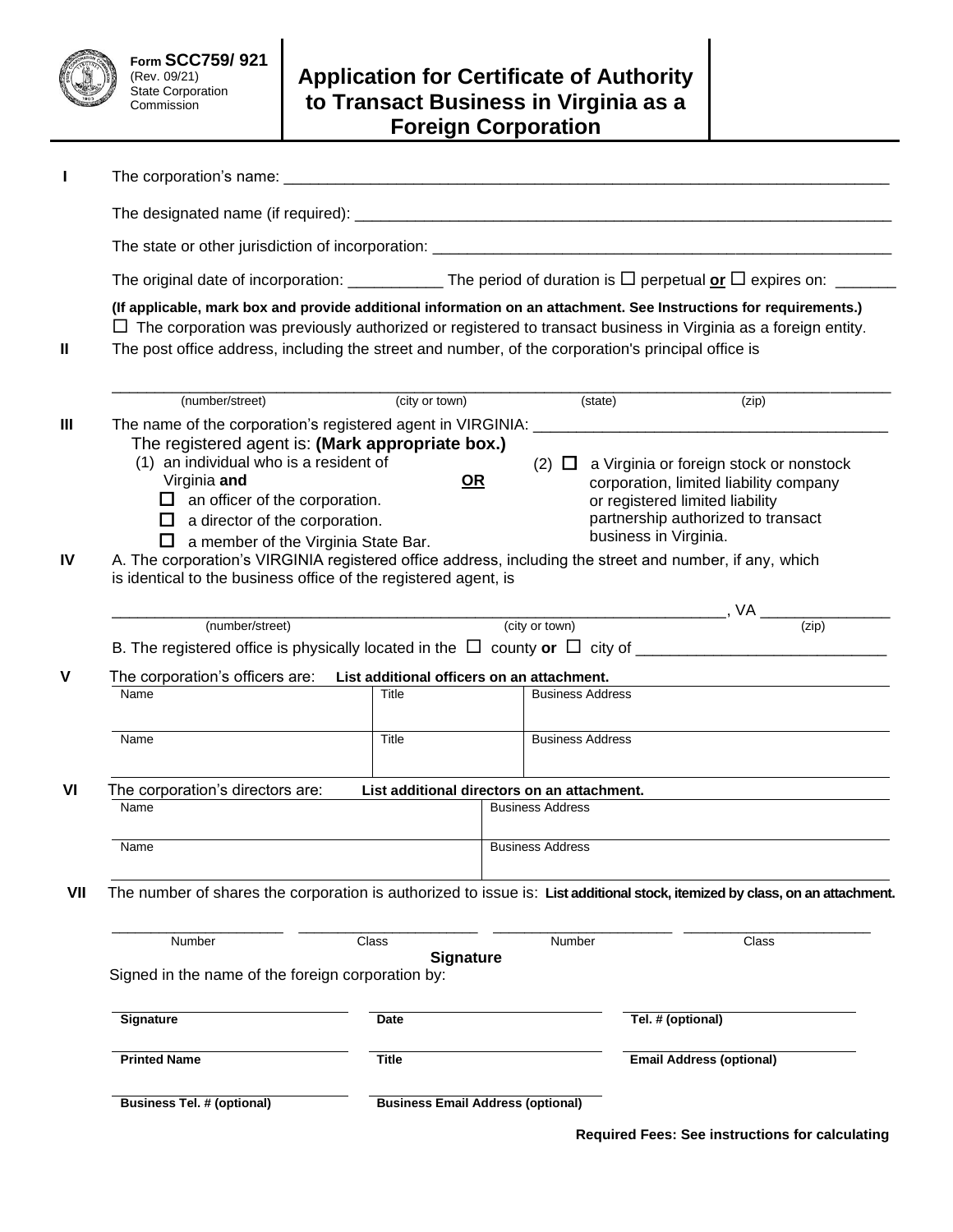Form **SCC759/ 921**
(Rev. 09/21)
State Corporation Commission

# Application for Certificate of Authority to Transact Business in Virginia as a Foreign Corporation

**I** The corporation's name: ______________________________

The designated name (if required): ______________________________

The state or other jurisdiction of incorporation: ______________________________

The original date of incorporation: ___________ The period of duration is ☐ perpetual **or** ☐ expires on: _______

**(If applicable, mark box and provide additional information on an attachment. See Instructions for requirements.)**

☐ The corporation was previously authorized or registered to transact business in Virginia as a foreign entity.

**II** The post office address, including the street and number, of the corporation's principal office is

______________________________
(number/street) (city or town) (state) (zip)

**III** The name of the corporation's registered agent in VIRGINIA: ______________________________

The registered agent is: **(Mark appropriate box.)**

(1) an individual who is a resident of Virginia **and**
- ☐ an officer of the corporation.
- ☐ a director of the corporation.
- ☐ a member of the Virginia State Bar.

**OR**

(2) ☐ a Virginia or foreign stock or nonstock corporation, limited liability company or registered limited liability partnership authorized to transact business in Virginia.

**IV** A. The corporation's VIRGINIA registered office address, including the street and number, if any, which is identical to the business office of the registered agent, is

______________________________, VA _______________
(number/street) (city or town) (zip)

B. The registered office is physically located in the ☐ county **or** ☐ city of ______________________________

**V** The corporation's officers are: **List additional officers on an attachment.**

| Name | Title | Business Address |
|---|---|---|
| Name | Title | Business Address |

**VI** The corporation's directors are: **List additional directors on an attachment.**

| Name | Business Address |
|---|---|
| Name | Business Address |

**VII** The number of shares the corporation is authorized to issue is: **List additional stock, itemized by class, on an attachment.**

| Number | Class | Number | Class |
|---|---|---|---|
| | | | |

## Signature

Signed in the name of the foreign corporation by:

| **Signature** | **Date** | **Tel. # (optional)** |
|---|---|---|
| **Printed Name** | **Title** | **Email Address (optional)** |
| **Business Tel. # (optional)** | **Business Email Address (optional)** | |

**Required Fees: See instructions for calculating**